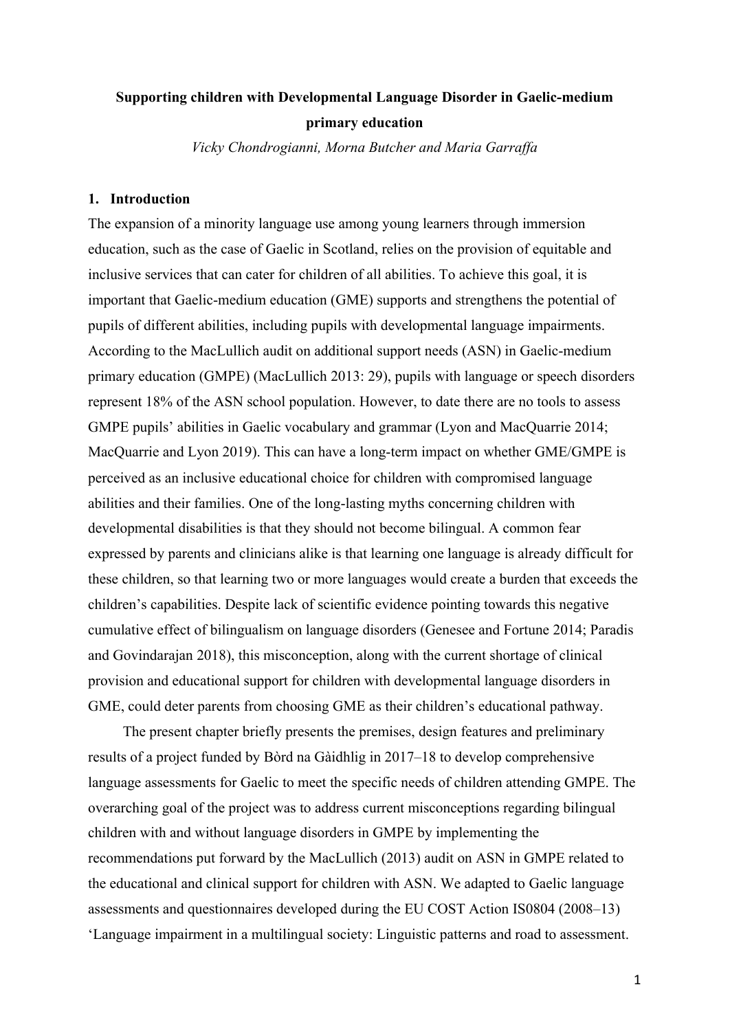# Supporting children with Developmental Language Disorder in Gaelic-medium primary education

*Vicky Chondrogianni, Morna Butcher and Maria Garraffa*

## 1. Introduction

The expansion of a minority language use among young learners through immersion education, such as the case of Gaelic in Scotland, relies on the provision of equitable and inclusive services that can cater for children of all abilities. To achieve this goal, it is important that Gaelic-medium education (GME) supports and strengthens the potential of pupils of different abilities, including pupils with developmental language impairments. According to the MacLullich audit on additional support needs (ASN) in Gaelic-medium primary education (GMPE) (MacLullich 2013: 29), pupils with language or speech disorders represent 18% of the ASN school population. However, to date there are no tools to assess GMPE pupils' abilities in Gaelic vocabulary and grammar (Lyon and MacQuarrie 2014; MacQuarrie and Lyon 2019). This can have a long-term impact on whether GME/GMPE is perceived as an inclusive educational choice for children with compromised language abilities and their families. One of the long-lasting myths concerning children with developmental disabilities is that they should not become bilingual. A common fear expressed by parents and clinicians alike is that learning one language is already difficult for these children, so that learning two or more languages would create a burden that exceeds the children's capabilities. Despite lack of scientific evidence pointing towards this negative cumulative effect of bilingualism on language disorders (Genesee and Fortune 2014; Paradis and Govindarajan 2018), this misconception, along with the current shortage of clinical provision and educational support for children with developmental language disorders in GME, could deter parents from choosing GME as their children's educational pathway.

The present chapter briefly presents the premises, design features and preliminary results of a project funded by Bòrd na Gàidhlig in 2017–18 to develop comprehensive language assessments for Gaelic to meet the specific needs of children attending GMPE. The overarching goal of the project was to address current misconceptions regarding bilingual children with and without language disorders in GMPE by implementing the recommendations put forward by the MacLullich (2013) audit on ASN in GMPE related to the educational and clinical support for children with ASN. We adapted to Gaelic language assessments and questionnaires developed during the EU COST Action IS0804 (2008–13) 'Language impairment in a multilingual society: Linguistic patterns and road to assessment.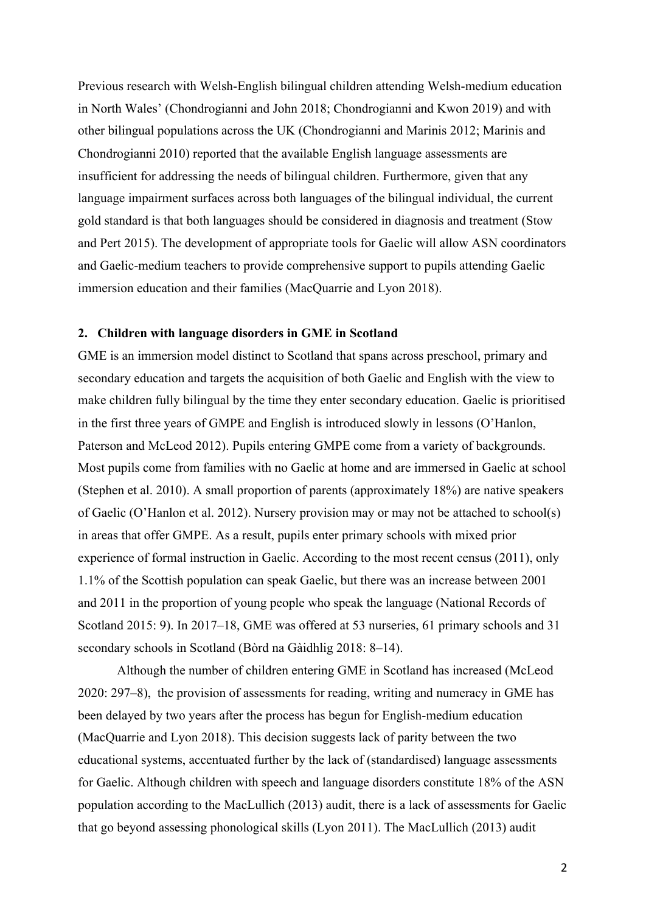Previous research with Welsh-English bilingual children attending Welsh-medium education in North Wales' (Chondrogianni and John 2018; Chondrogianni and Kwon 2019) and with other bilingual populations across the UK (Chondrogianni and Marinis 2012; Marinis and Chondrogianni 2010) reported that the available English language assessments are insufficient for addressing the needs of bilingual children. Furthermore, given that any language impairment surfaces across both languages of the bilingual individual, the current gold standard is that both languages should be considered in diagnosis and treatment (Stow and Pert 2015). The development of appropriate tools for Gaelic will allow ASN coordinators and Gaelic-medium teachers to provide comprehensive support to pupils attending Gaelic immersion education and their families (MacQuarrie and Lyon 2018).

## 2. Children with language disorders in GME in Scotland

GME is an immersion model distinct to Scotland that spans across preschool, primary and secondary education and targets the acquisition of both Gaelic and English with the view to make children fully bilingual by the time they enter secondary education. Gaelic is prioritised in the first three years of GMPE and English is introduced slowly in lessons (O'Hanlon, Paterson and McLeod 2012). Pupils entering GMPE come from a variety of backgrounds. Most pupils come from families with no Gaelic at home and are immersed in Gaelic at school (Stephen et al. 2010). A small proportion of parents (approximately 18%) are native speakers of Gaelic (O'Hanlon et al. 2012). Nursery provision may or may not be attached to school(s) in areas that offer GMPE. As a result, pupils enter primary schools with mixed prior experience of formal instruction in Gaelic. According to the most recent census (2011), only 1.1% of the Scottish population can speak Gaelic, but there was an increase between 2001 and 2011 in the proportion of young people who speak the language (National Records of Scotland 2015: 9). In 2017–18, GME was offered at 53 nurseries, 61 primary schools and 31 secondary schools in Scotland (Bòrd na Gàidhlig 2018: 8–14).

Although the number of children entering GME in Scotland has increased (McLeod 2020: 297–8), the provision of assessments for reading, writing and numeracy in GME has been delayed by two years after the process has begun for English-medium education (MacQuarrie and Lyon 2018). This decision suggests lack of parity between the two educational systems, accentuated further by the lack of (standardised) language assessments for Gaelic. Although children with speech and language disorders constitute 18% of the ASN population according to the MacLullich (2013) audit, there is a lack of assessments for Gaelic that go beyond assessing phonological skills (Lyon 2011). The MacLullich (2013) audit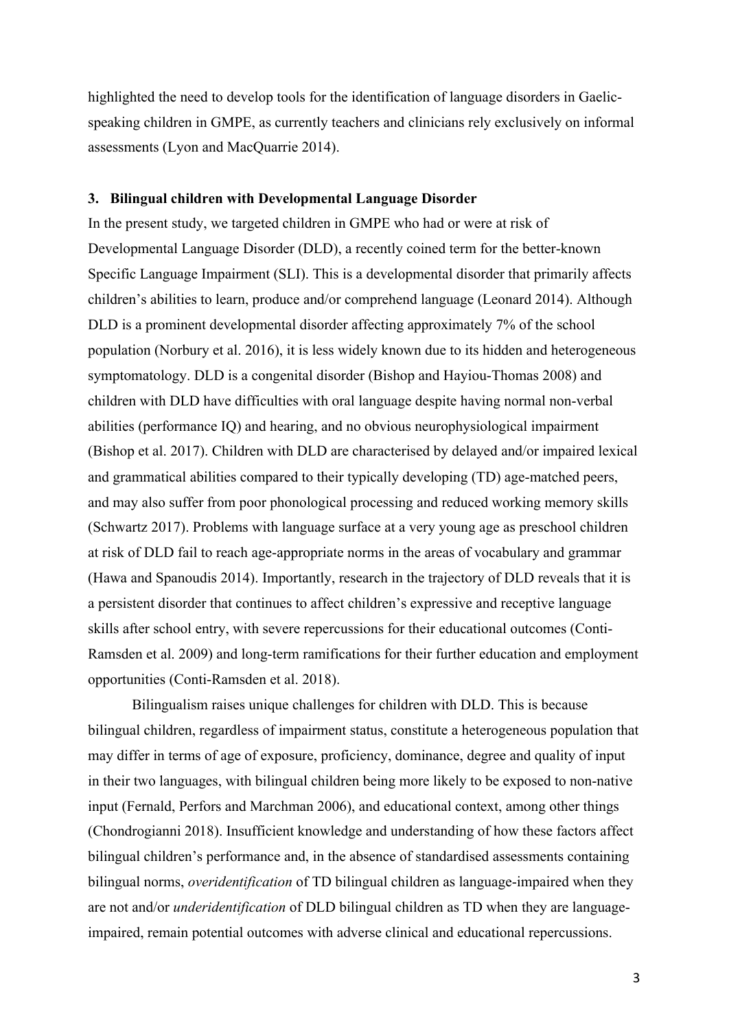highlighted the need to develop tools for the identification of language disorders in Gaelic-speaking children in GMPE, as currently teachers and clinicians rely exclusively on informal assessments (Lyon and MacQuarrie 2014).

## 3. Bilingual children with Developmental Language Disorder

In the present study, we targeted children in GMPE who had or were at risk of Developmental Language Disorder (DLD), a recently coined term for the better-known Specific Language Impairment (SLI). This is a developmental disorder that primarily affects children's abilities to learn, produce and/or comprehend language (Leonard 2014). Although DLD is a prominent developmental disorder affecting approximately 7% of the school population (Norbury et al. 2016), it is less widely known due to its hidden and heterogeneous symptomatology. DLD is a congenital disorder (Bishop and Hayiou-Thomas 2008) and children with DLD have difficulties with oral language despite having normal non-verbal abilities (performance IQ) and hearing, and no obvious neurophysiological impairment (Bishop et al. 2017). Children with DLD are characterised by delayed and/or impaired lexical and grammatical abilities compared to their typically developing (TD) age-matched peers, and may also suffer from poor phonological processing and reduced working memory skills (Schwartz 2017). Problems with language surface at a very young age as preschool children at risk of DLD fail to reach age-appropriate norms in the areas of vocabulary and grammar (Hawa and Spanoudis 2014). Importantly, research in the trajectory of DLD reveals that it is a persistent disorder that continues to affect children's expressive and receptive language skills after school entry, with severe repercussions for their educational outcomes (Conti-Ramsden et al. 2009) and long-term ramifications for their further education and employment opportunities (Conti-Ramsden et al. 2018).

Bilingualism raises unique challenges for children with DLD. This is because bilingual children, regardless of impairment status, constitute a heterogeneous population that may differ in terms of age of exposure, proficiency, dominance, degree and quality of input in their two languages, with bilingual children being more likely to be exposed to non-native input (Fernald, Perfors and Marchman 2006), and educational context, among other things (Chondrogianni 2018). Insufficient knowledge and understanding of how these factors affect bilingual children's performance and, in the absence of standardised assessments containing bilingual norms, *overidentification* of TD bilingual children as language-impaired when they are not and/or *underidentification* of DLD bilingual children as TD when they are language-impaired, remain potential outcomes with adverse clinical and educational repercussions.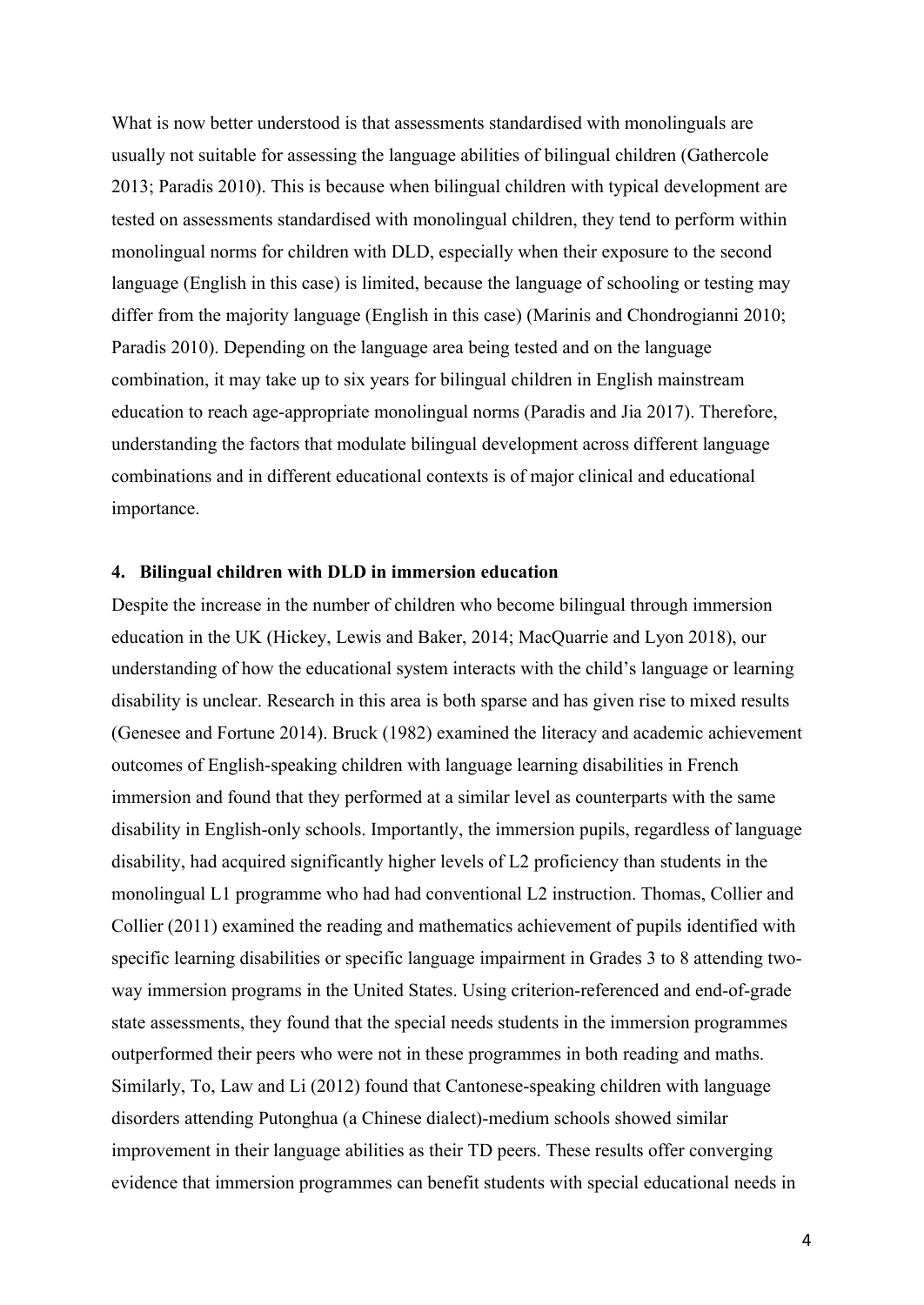What is now better understood is that assessments standardised with monolinguals are usually not suitable for assessing the language abilities of bilingual children (Gathercole 2013; Paradis 2010). This is because when bilingual children with typical development are tested on assessments standardised with monolingual children, they tend to perform within monolingual norms for children with DLD, especially when their exposure to the second language (English in this case) is limited, because the language of schooling or testing may differ from the majority language (English in this case) (Marinis and Chondrogianni 2010; Paradis 2010). Depending on the language area being tested and on the language combination, it may take up to six years for bilingual children in English mainstream education to reach age-appropriate monolingual norms (Paradis and Jia 2017). Therefore, understanding the factors that modulate bilingual development across different language combinations and in different educational contexts is of major clinical and educational importance.

## 4. Bilingual children with DLD in immersion education

Despite the increase in the number of children who become bilingual through immersion education in the UK (Hickey, Lewis and Baker, 2014; MacQuarrie and Lyon 2018), our understanding of how the educational system interacts with the child's language or learning disability is unclear. Research in this area is both sparse and has given rise to mixed results (Genesee and Fortune 2014). Bruck (1982) examined the literacy and academic achievement outcomes of English-speaking children with language learning disabilities in French immersion and found that they performed at a similar level as counterparts with the same disability in English-only schools. Importantly, the immersion pupils, regardless of language disability, had acquired significantly higher levels of L2 proficiency than students in the monolingual L1 programme who had had conventional L2 instruction. Thomas, Collier and Collier (2011) examined the reading and mathematics achievement of pupils identified with specific learning disabilities or specific language impairment in Grades 3 to 8 attending two-way immersion programs in the United States. Using criterion-referenced and end-of-grade state assessments, they found that the special needs students in the immersion programmes outperformed their peers who were not in these programmes in both reading and maths. Similarly, To, Law and Li (2012) found that Cantonese-speaking children with language disorders attending Putonghua (a Chinese dialect)-medium schools showed similar improvement in their language abilities as their TD peers. These results offer converging evidence that immersion programmes can benefit students with special educational needs in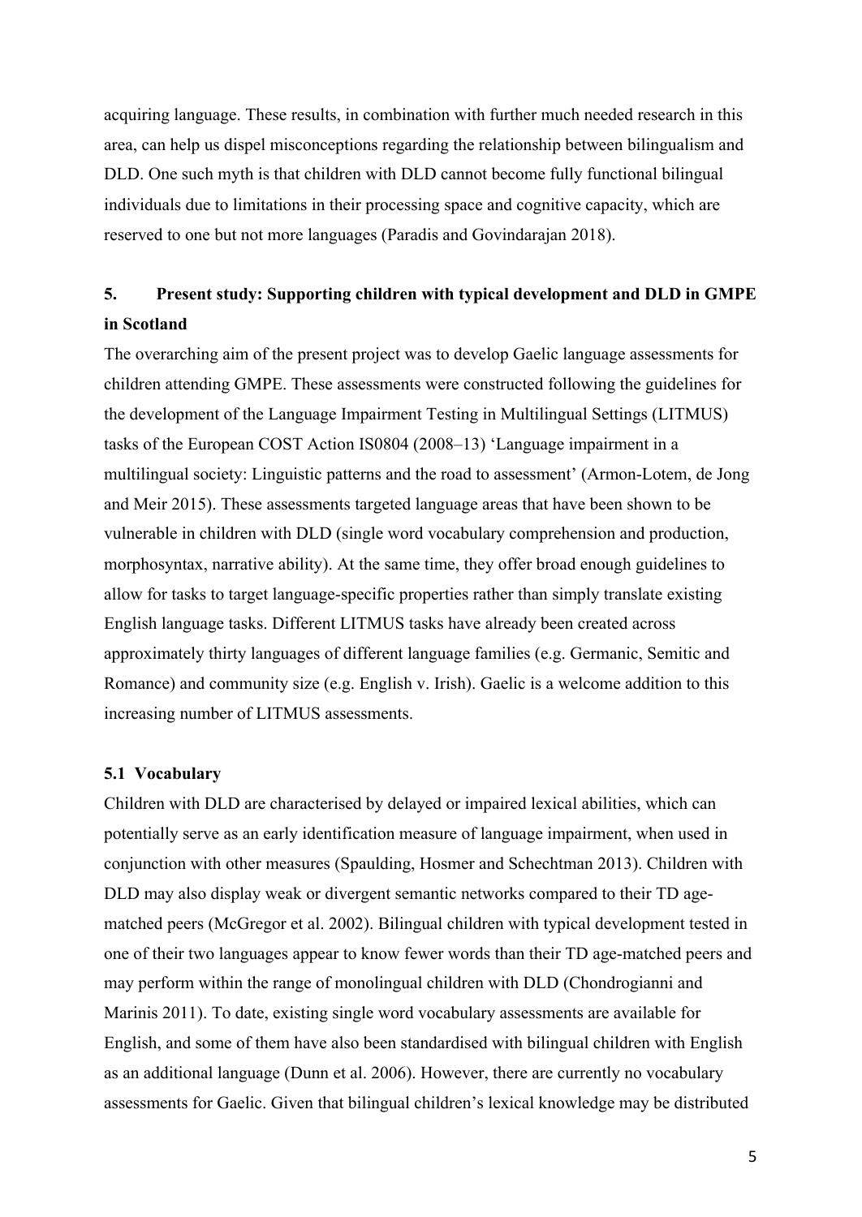acquiring language. These results, in combination with further much needed research in this area, can help us dispel misconceptions regarding the relationship between bilingualism and DLD. One such myth is that children with DLD cannot become fully functional bilingual individuals due to limitations in their processing space and cognitive capacity, which are reserved to one but not more languages (Paradis and Govindarajan 2018).

## 5. Present study: Supporting children with typical development and DLD in GMPE in Scotland

The overarching aim of the present project was to develop Gaelic language assessments for children attending GMPE. These assessments were constructed following the guidelines for the development of the Language Impairment Testing in Multilingual Settings (LITMUS) tasks of the European COST Action IS0804 (2008–13) 'Language impairment in a multilingual society: Linguistic patterns and the road to assessment' (Armon-Lotem, de Jong and Meir 2015). These assessments targeted language areas that have been shown to be vulnerable in children with DLD (single word vocabulary comprehension and production, morphosyntax, narrative ability). At the same time, they offer broad enough guidelines to allow for tasks to target language-specific properties rather than simply translate existing English language tasks. Different LITMUS tasks have already been created across approximately thirty languages of different language families (e.g. Germanic, Semitic and Romance) and community size (e.g. English v. Irish). Gaelic is a welcome addition to this increasing number of LITMUS assessments.

### 5.1 Vocabulary

Children with DLD are characterised by delayed or impaired lexical abilities, which can potentially serve as an early identification measure of language impairment, when used in conjunction with other measures (Spaulding, Hosmer and Schechtman 2013). Children with DLD may also display weak or divergent semantic networks compared to their TD age-matched peers (McGregor et al. 2002). Bilingual children with typical development tested in one of their two languages appear to know fewer words than their TD age-matched peers and may perform within the range of monolingual children with DLD (Chondrogianni and Marinis 2011). To date, existing single word vocabulary assessments are available for English, and some of them have also been standardised with bilingual children with English as an additional language (Dunn et al. 2006). However, there are currently no vocabulary assessments for Gaelic. Given that bilingual children's lexical knowledge may be distributed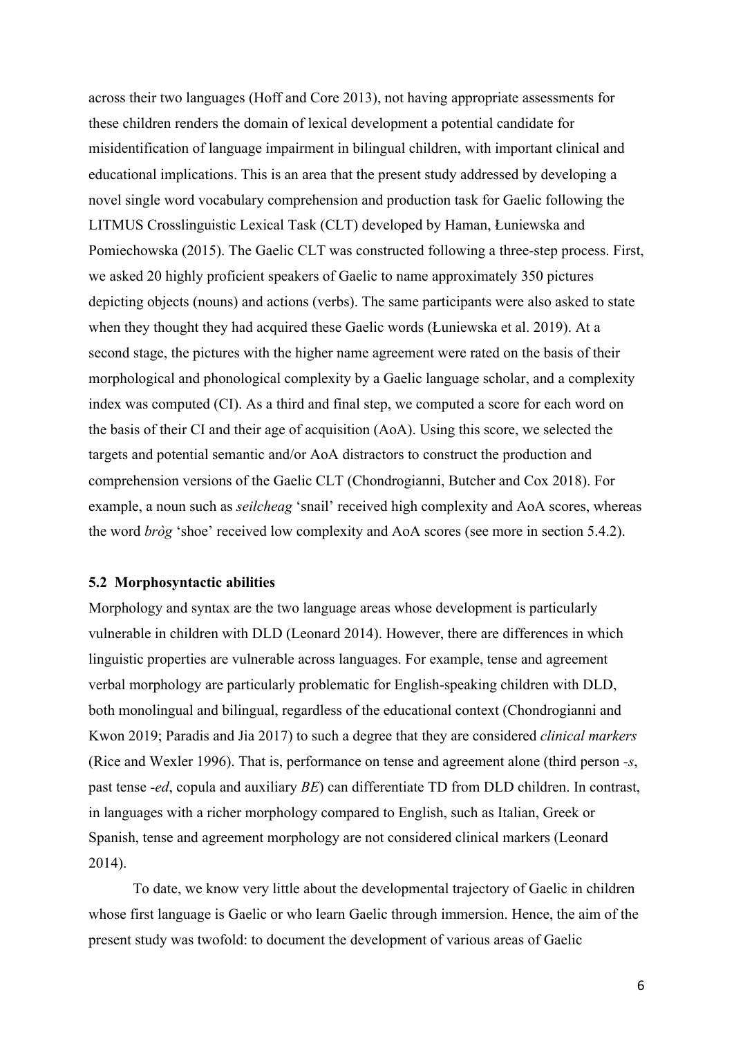across their two languages (Hoff and Core 2013), not having appropriate assessments for these children renders the domain of lexical development a potential candidate for misidentification of language impairment in bilingual children, with important clinical and educational implications. This is an area that the present study addressed by developing a novel single word vocabulary comprehension and production task for Gaelic following the LITMUS Crosslinguistic Lexical Task (CLT) developed by Haman, Łuniewska and Pomiechowska (2015). The Gaelic CLT was constructed following a three-step process. First, we asked 20 highly proficient speakers of Gaelic to name approximately 350 pictures depicting objects (nouns) and actions (verbs). The same participants were also asked to state when they thought they had acquired these Gaelic words (Łuniewska et al. 2019). At a second stage, the pictures with the higher name agreement were rated on the basis of their morphological and phonological complexity by a Gaelic language scholar, and a complexity index was computed (CI). As a third and final step, we computed a score for each word on the basis of their CI and their age of acquisition (AoA). Using this score, we selected the targets and potential semantic and/or AoA distractors to construct the production and comprehension versions of the Gaelic CLT (Chondrogianni, Butcher and Cox 2018). For example, a noun such as *seilcheag* 'snail' received high complexity and AoA scores, whereas the word *bròg* 'shoe' received low complexity and AoA scores (see more in section 5.4.2).

## 5.2 Morphosyntactic abilities

Morphology and syntax are the two language areas whose development is particularly vulnerable in children with DLD (Leonard 2014). However, there are differences in which linguistic properties are vulnerable across languages. For example, tense and agreement verbal morphology are particularly problematic for English-speaking children with DLD, both monolingual and bilingual, regardless of the educational context (Chondrogianni and Kwon 2019; Paradis and Jia 2017) to such a degree that they are considered *clinical markers* (Rice and Wexler 1996). That is, performance on tense and agreement alone (third person *-s*, past tense *-ed*, copula and auxiliary *BE*) can differentiate TD from DLD children. In contrast, in languages with a richer morphology compared to English, such as Italian, Greek or Spanish, tense and agreement morphology are not considered clinical markers (Leonard 2014).

To date, we know very little about the developmental trajectory of Gaelic in children whose first language is Gaelic or who learn Gaelic through immersion. Hence, the aim of the present study was twofold: to document the development of various areas of Gaelic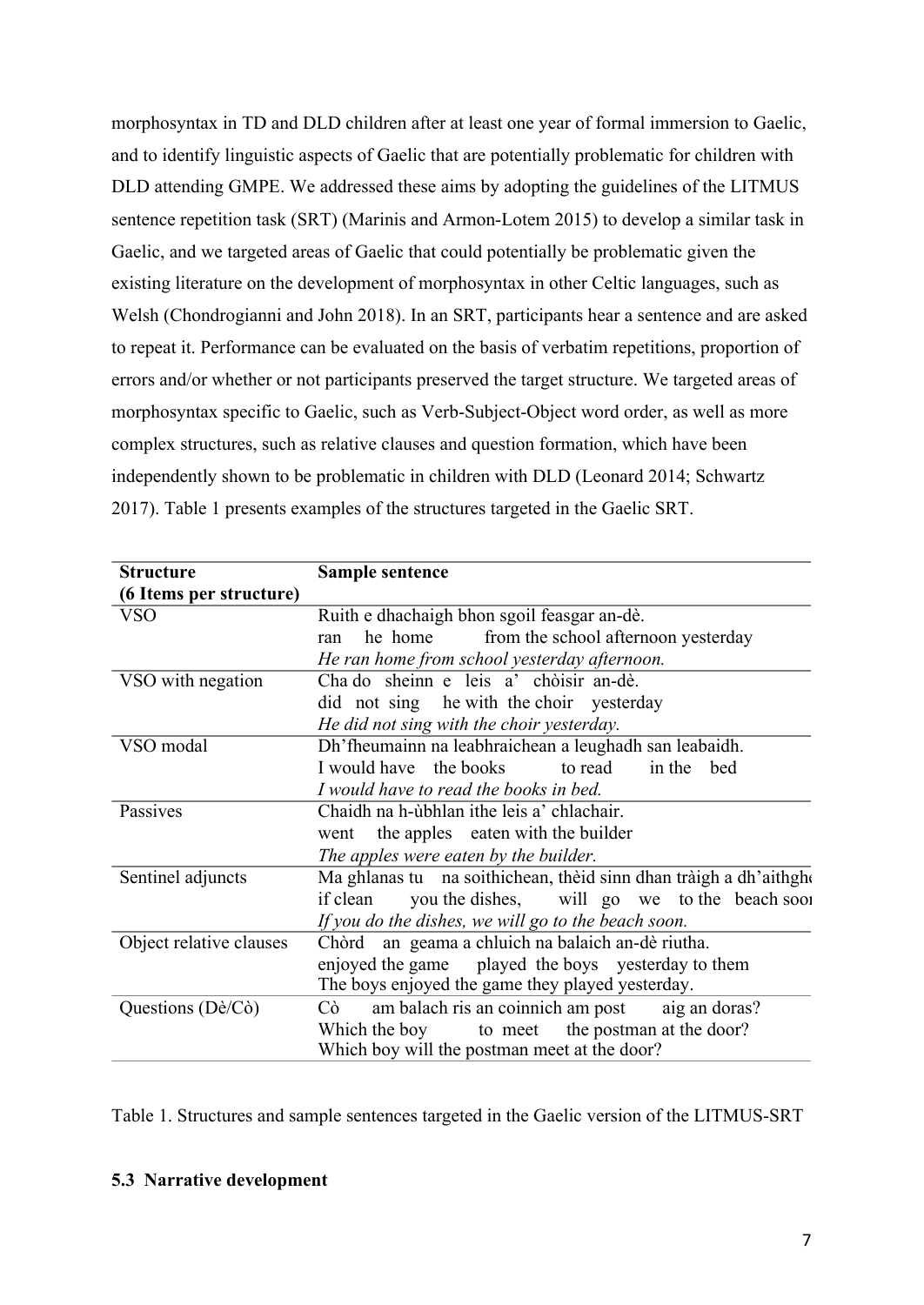morphosyntax in TD and DLD children after at least one year of formal immersion to Gaelic, and to identify linguistic aspects of Gaelic that are potentially problematic for children with DLD attending GMPE. We addressed these aims by adopting the guidelines of the LITMUS sentence repetition task (SRT) (Marinis and Armon-Lotem 2015) to develop a similar task in Gaelic, and we targeted areas of Gaelic that could potentially be problematic given the existing literature on the development of morphosyntax in other Celtic languages, such as Welsh (Chondrogianni and John 2018). In an SRT, participants hear a sentence and are asked to repeat it. Performance can be evaluated on the basis of verbatim repetitions, proportion of errors and/or whether or not participants preserved the target structure. We targeted areas of morphosyntax specific to Gaelic, such as Verb-Subject-Object word order, as well as more complex structures, such as relative clauses and question formation, which have been independently shown to be problematic in children with DLD (Leonard 2014; Schwartz 2017). Table 1 presents examples of the structures targeted in the Gaelic SRT.

| **Structure (6 Items per structure)** | **Sample sentence** |
|---|---|
| VSO | Ruith e dhachaigh bhon sgoil feasgar an-dè.<br>ran he home from the school afternoon yesterday<br>*He ran home from school yesterday afternoon.* |
| VSO with negation | Cha do sheinn e leis a' chòisir an-dè.<br>did not sing he with the choir yesterday<br>*He did not sing with the choir yesterday.* |
| VSO modal | Dh'fheumainn na leabhraichean a leughadh san leabaidh.<br>I would have the books to read in the bed<br>*I would have to read the books in bed.* |
| Passives | Chaidh na h-ùbhlan ithe leis a' chlachair.<br>went the apples eaten with the builder<br>*The apples were eaten by the builder.* |
| Sentinel adjuncts | Ma ghlanas tu na soithichean, thèid sinn dhan tràigh a dh'aithghe<br>if clean you the dishes, will go we to the beach soo<br>*If you do the dishes, we will go to the beach soon.* |
| Object relative clauses | Chòrd an geama a chluich na balaich an-dè riutha.<br>enjoyed the game played the boys yesterday to them<br>The boys enjoyed the game they played yesterday. |
| Questions (Dè/Cò) | Cò am balach ris an coinnich am post aig an doras?<br>Which the boy to meet the postman at the door?<br>Which boy will the postman meet at the door? |

Table 1. Structures and sample sentences targeted in the Gaelic version of the LITMUS-SRT

### 5.3 Narrative development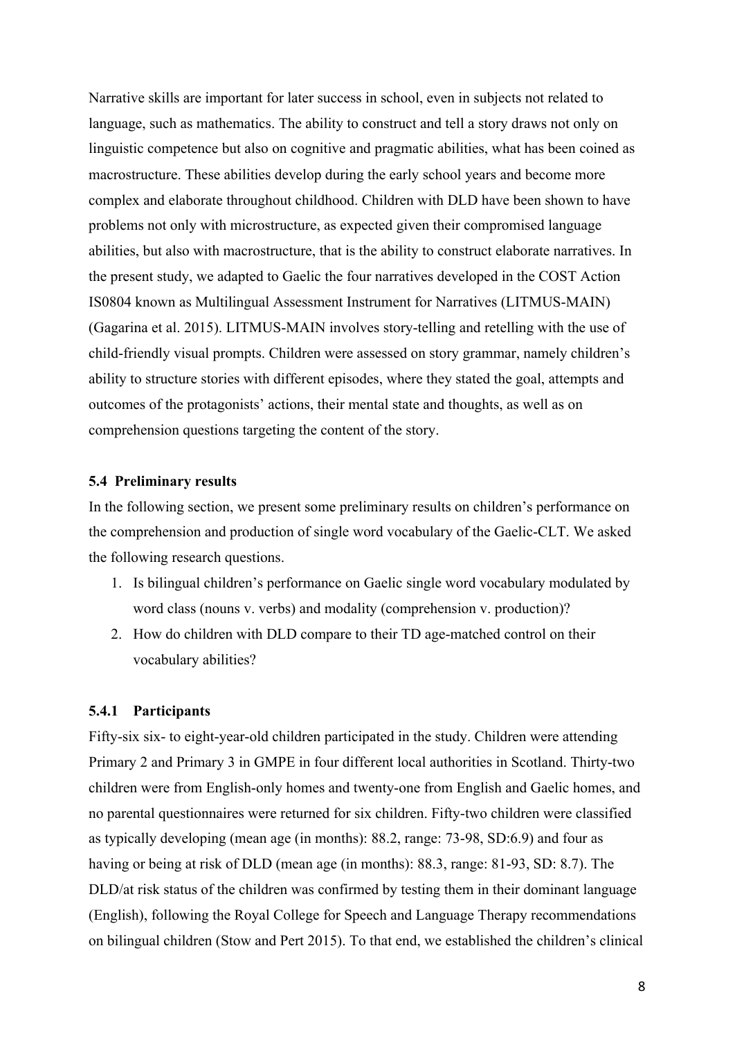Narrative skills are important for later success in school, even in subjects not related to language, such as mathematics. The ability to construct and tell a story draws not only on linguistic competence but also on cognitive and pragmatic abilities, what has been coined as macrostructure. These abilities develop during the early school years and become more complex and elaborate throughout childhood. Children with DLD have been shown to have problems not only with microstructure, as expected given their compromised language abilities, but also with macrostructure, that is the ability to construct elaborate narratives. In the present study, we adapted to Gaelic the four narratives developed in the COST Action IS0804 known as Multilingual Assessment Instrument for Narratives (LITMUS-MAIN) (Gagarina et al. 2015). LITMUS-MAIN involves story-telling and retelling with the use of child-friendly visual prompts. Children were assessed on story grammar, namely children's ability to structure stories with different episodes, where they stated the goal, attempts and outcomes of the protagonists' actions, their mental state and thoughts, as well as on comprehension questions targeting the content of the story.

### 5.4 Preliminary results

In the following section, we present some preliminary results on children's performance on the comprehension and production of single word vocabulary of the Gaelic-CLT. We asked the following research questions.

1. Is bilingual children's performance on Gaelic single word vocabulary modulated by word class (nouns v. verbs) and modality (comprehension v. production)?
2. How do children with DLD compare to their TD age-matched control on their vocabulary abilities?

#### 5.4.1 Participants

Fifty-six six- to eight-year-old children participated in the study. Children were attending Primary 2 and Primary 3 in GMPE in four different local authorities in Scotland. Thirty-two children were from English-only homes and twenty-one from English and Gaelic homes, and no parental questionnaires were returned for six children. Fifty-two children were classified as typically developing (mean age (in months): 88.2, range: 73-98, SD:6.9) and four as having or being at risk of DLD (mean age (in months): 88.3, range: 81-93, SD: 8.7). The DLD/at risk status of the children was confirmed by testing them in their dominant language (English), following the Royal College for Speech and Language Therapy recommendations on bilingual children (Stow and Pert 2015). To that end, we established the children's clinical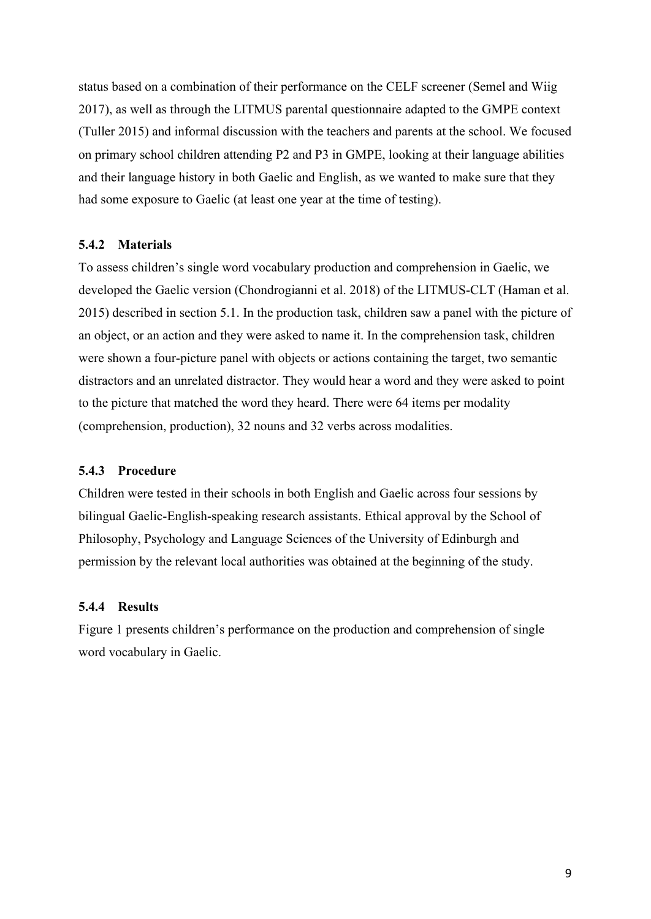status based on a combination of their performance on the CELF screener (Semel and Wiig 2017), as well as through the LITMUS parental questionnaire adapted to the GMPE context (Tuller 2015) and informal discussion with the teachers and parents at the school. We focused on primary school children attending P2 and P3 in GMPE, looking at their language abilities and their language history in both Gaelic and English, as we wanted to make sure that they had some exposure to Gaelic (at least one year at the time of testing).

### 5.4.2 Materials

To assess children's single word vocabulary production and comprehension in Gaelic, we developed the Gaelic version (Chondrogianni et al. 2018) of the LITMUS-CLT (Haman et al. 2015) described in section 5.1. In the production task, children saw a panel with the picture of an object, or an action and they were asked to name it. In the comprehension task, children were shown a four-picture panel with objects or actions containing the target, two semantic distractors and an unrelated distractor. They would hear a word and they were asked to point to the picture that matched the word they heard. There were 64 items per modality (comprehension, production), 32 nouns and 32 verbs across modalities.

### 5.4.3 Procedure

Children were tested in their schools in both English and Gaelic across four sessions by bilingual Gaelic-English-speaking research assistants. Ethical approval by the School of Philosophy, Psychology and Language Sciences of the University of Edinburgh and permission by the relevant local authorities was obtained at the beginning of the study.

### 5.4.4 Results

Figure 1 presents children's performance on the production and comprehension of single word vocabulary in Gaelic.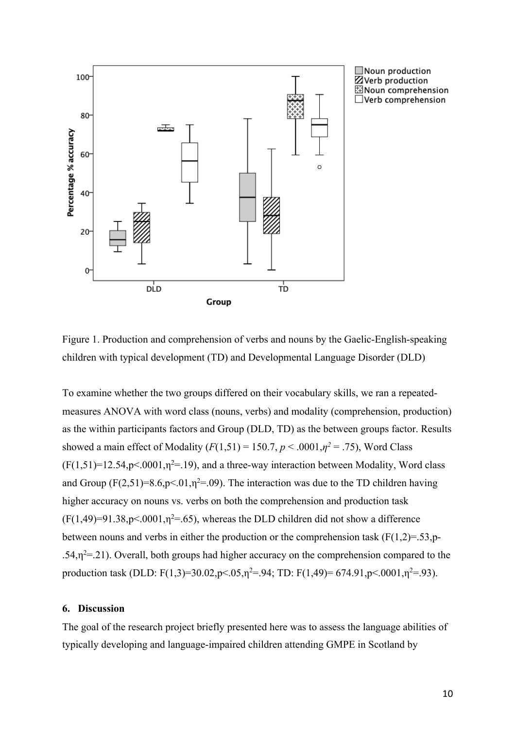Figure 1. Production and comprehension of verbs and nouns by the Gaelic-English-speaking children with typical development (TD) and Developmental Language Disorder (DLD)

To examine whether the two groups differed on their vocabulary skills, we ran a repeated-measures ANOVA with word class (nouns, verbs) and modality (comprehension, production) as the within participants factors and Group (DLD, TD) as the between groups factor. Results showed a main effect of Modality ($F(1,51) = 150.7$, $p < .0001$, $\eta^2 = .75$), Word Class ($F(1,51)=12.54, p<.0001, \eta^2=.19$), and a three-way interaction between Modality, Word class and Group ($F(2,51)=8.6, p<.01, \eta^2=.09$). The interaction was due to the TD children having higher accuracy on nouns vs. verbs on both the comprehension and production task ($F(1,49)=91.38, p<.0001, \eta^2=.65$), whereas the DLD children did not show a difference between nouns and verbs in either the production or the comprehension task ($F(1,2)=.53, p-.54, \eta^2=.21$). Overall, both groups had higher accuracy on the comprehension compared to the production task (DLD: $F(1,3)=30.02, p<.05, \eta^2=.94$; TD: $F(1,49)= 674.91, p<.0001, \eta^2=.93$).

## 6. Discussion

The goal of the research project briefly presented here was to assess the language abilities of typically developing and language-impaired children attending GMPE in Scotland by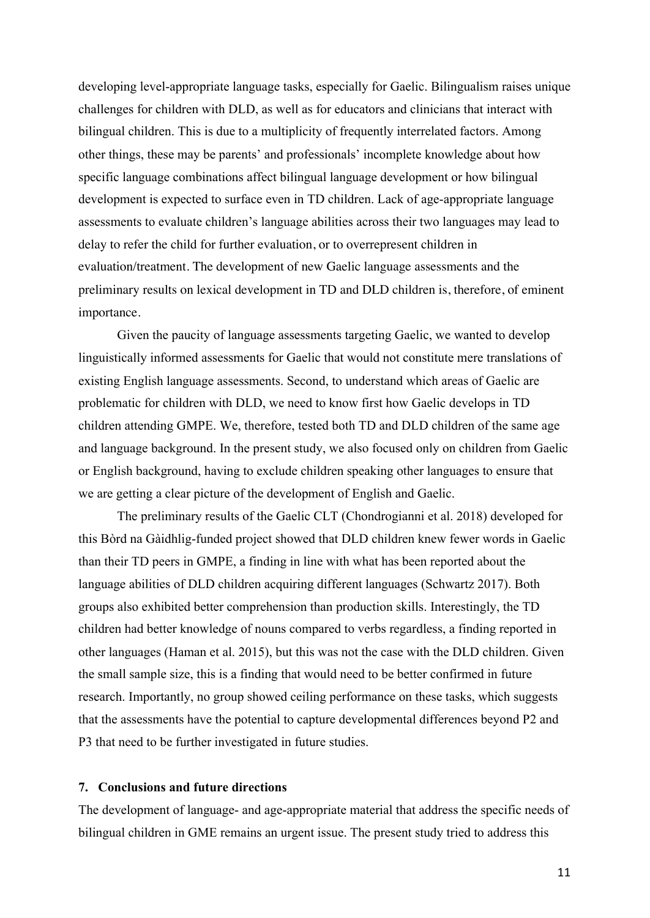developing level-appropriate language tasks, especially for Gaelic. Bilingualism raises unique challenges for children with DLD, as well as for educators and clinicians that interact with bilingual children. This is due to a multiplicity of frequently interrelated factors. Among other things, these may be parents' and professionals' incomplete knowledge about how specific language combinations affect bilingual language development or how bilingual development is expected to surface even in TD children. Lack of age-appropriate language assessments to evaluate children's language abilities across their two languages may lead to delay to refer the child for further evaluation, or to overrepresent children in evaluation/treatment. The development of new Gaelic language assessments and the preliminary results on lexical development in TD and DLD children is, therefore, of eminent importance.

Given the paucity of language assessments targeting Gaelic, we wanted to develop linguistically informed assessments for Gaelic that would not constitute mere translations of existing English language assessments. Second, to understand which areas of Gaelic are problematic for children with DLD, we need to know first how Gaelic develops in TD children attending GMPE. We, therefore, tested both TD and DLD children of the same age and language background. In the present study, we also focused only on children from Gaelic or English background, having to exclude children speaking other languages to ensure that we are getting a clear picture of the development of English and Gaelic.

The preliminary results of the Gaelic CLT (Chondrogianni et al. 2018) developed for this Bòrd na Gàidhlig-funded project showed that DLD children knew fewer words in Gaelic than their TD peers in GMPE, a finding in line with what has been reported about the language abilities of DLD children acquiring different languages (Schwartz 2017). Both groups also exhibited better comprehension than production skills. Interestingly, the TD children had better knowledge of nouns compared to verbs regardless, a finding reported in other languages (Haman et al. 2015), but this was not the case with the DLD children. Given the small sample size, this is a finding that would need to be better confirmed in future research. Importantly, no group showed ceiling performance on these tasks, which suggests that the assessments have the potential to capture developmental differences beyond P2 and P3 that need to be further investigated in future studies.

## 7. Conclusions and future directions

The development of language- and age-appropriate material that address the specific needs of bilingual children in GME remains an urgent issue. The present study tried to address this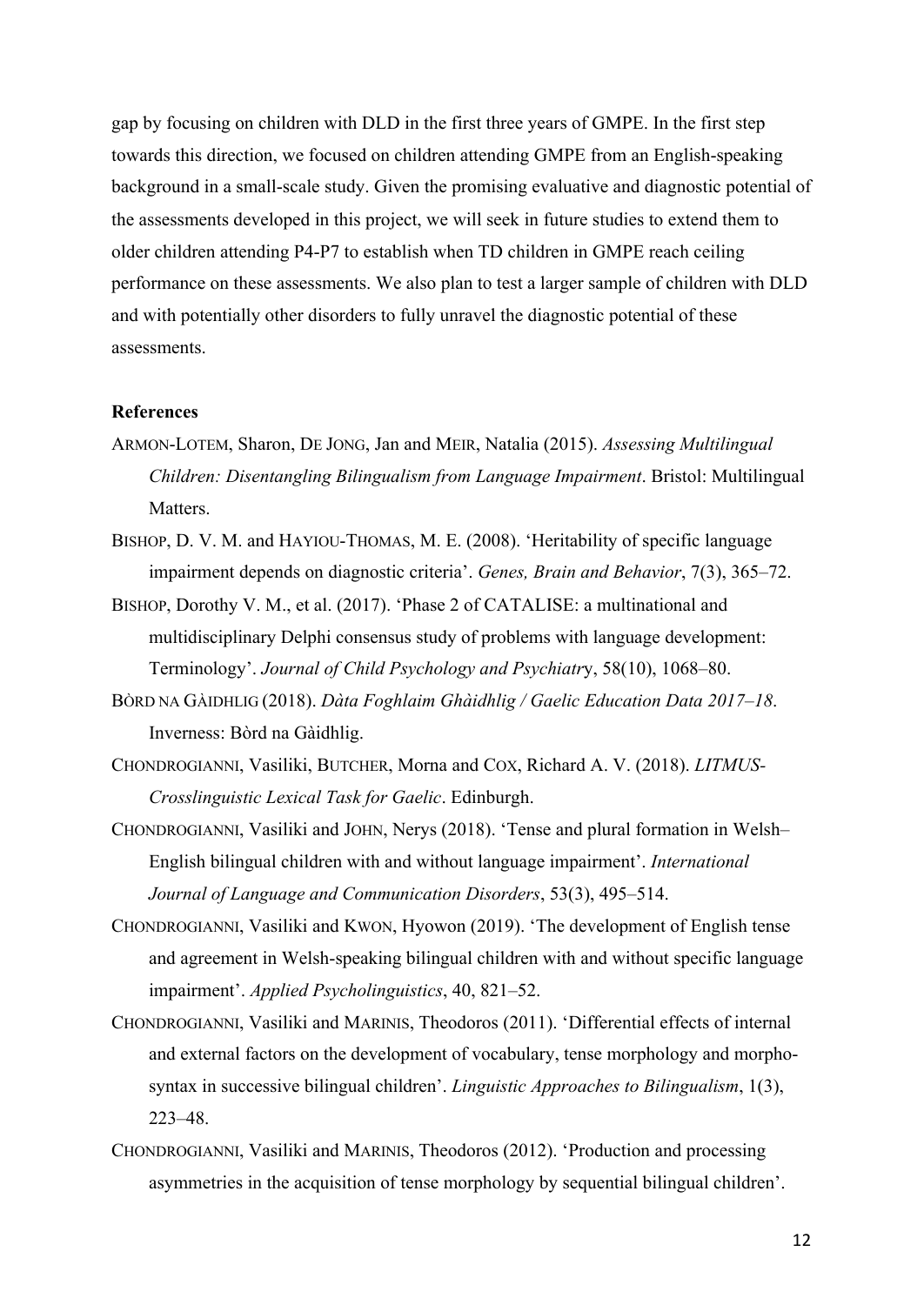gap by focusing on children with DLD in the first three years of GMPE. In the first step towards this direction, we focused on children attending GMPE from an English-speaking background in a small-scale study. Given the promising evaluative and diagnostic potential of the assessments developed in this project, we will seek in future studies to extend them to older children attending P4-P7 to establish when TD children in GMPE reach ceiling performance on these assessments. We also plan to test a larger sample of children with DLD and with potentially other disorders to fully unravel the diagnostic potential of these assessments.

## References

ARMON-LOTEM, Sharon, DE JONG, Jan and MEIR, Natalia (2015). *Assessing Multilingual Children: Disentangling Bilingualism from Language Impairment*. Bristol: Multilingual Matters.

BISHOP, D. V. M. and HAYIOU-THOMAS, M. E. (2008). 'Heritability of specific language impairment depends on diagnostic criteria'. *Genes, Brain and Behavior*, 7(3), 365–72.

BISHOP, Dorothy V. M., et al. (2017). 'Phase 2 of CATALISE: a multinational and multidisciplinary Delphi consensus study of problems with language development: Terminology'. *Journal of Child Psychology and Psychiatry*, 58(10), 1068–80.

BÒRD NA GÀIDHLIG (2018). *Dàta Foghlaim Ghàidhlig / Gaelic Education Data 2017–18*. Inverness: Bòrd na Gàidhlig.

CHONDROGIANNI, Vasiliki, BUTCHER, Morna and COX, Richard A. V. (2018). *LITMUS-Crosslinguistic Lexical Task for Gaelic*. Edinburgh.

CHONDROGIANNI, Vasiliki and JOHN, Nerys (2018). 'Tense and plural formation in Welsh–English bilingual children with and without language impairment'. *International Journal of Language and Communication Disorders*, 53(3), 495–514.

CHONDROGIANNI, Vasiliki and KWON, Hyowon (2019). 'The development of English tense and agreement in Welsh-speaking bilingual children with and without specific language impairment'. *Applied Psycholinguistics*, 40, 821–52.

CHONDROGIANNI, Vasiliki and MARINIS, Theodoros (2011). 'Differential effects of internal and external factors on the development of vocabulary, tense morphology and morpho-syntax in successive bilingual children'. *Linguistic Approaches to Bilingualism*, 1(3), 223–48.

CHONDROGIANNI, Vasiliki and MARINIS, Theodoros (2012). 'Production and processing asymmetries in the acquisition of tense morphology by sequential bilingual children'.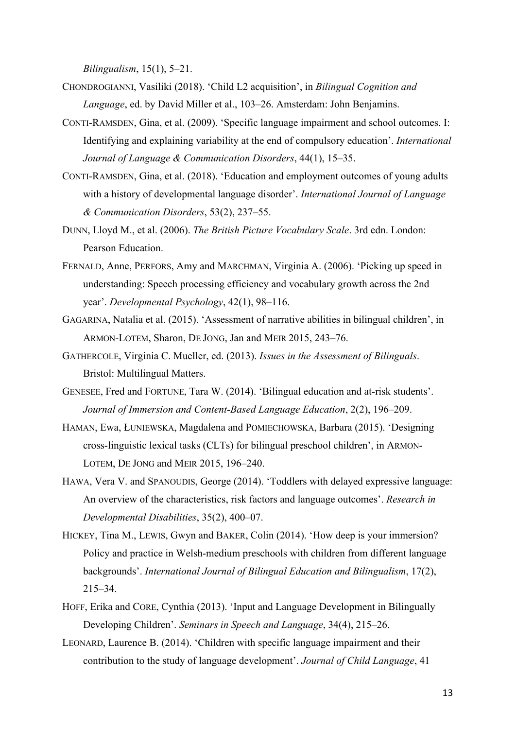*Bilingualism*, 15(1), 5–21.

CHONDROGIANNI, Vasiliki (2018). 'Child L2 acquisition', in *Bilingual Cognition and Language*, ed. by David Miller et al., 103–26. Amsterdam: John Benjamins.

CONTI-RAMSDEN, Gina, et al. (2009). 'Specific language impairment and school outcomes. I: Identifying and explaining variability at the end of compulsory education'. *International Journal of Language & Communication Disorders*, 44(1), 15–35.

CONTI-RAMSDEN, Gina, et al. (2018). 'Education and employment outcomes of young adults with a history of developmental language disorder'. *International Journal of Language & Communication Disorders*, 53(2), 237–55.

DUNN, Lloyd M., et al. (2006). *The British Picture Vocabulary Scale*. 3rd edn. London: Pearson Education.

FERNALD, Anne, PERFORS, Amy and MARCHMAN, Virginia A. (2006). 'Picking up speed in understanding: Speech processing efficiency and vocabulary growth across the 2nd year'. *Developmental Psychology*, 42(1), 98–116.

GAGARINA, Natalia et al. (2015). 'Assessment of narrative abilities in bilingual children', in ARMON-LOTEM, Sharon, DE JONG, Jan and MEIR 2015, 243–76.

GATHERCOLE, Virginia C. Mueller, ed. (2013). *Issues in the Assessment of Bilinguals*. Bristol: Multilingual Matters.

GENESEE, Fred and FORTUNE, Tara W. (2014). 'Bilingual education and at-risk students'. *Journal of Immersion and Content-Based Language Education*, 2(2), 196–209.

HAMAN, Ewa, ŁUNIEWSKA, Magdalena and POMIECHOWSKA, Barbara (2015). 'Designing cross-linguistic lexical tasks (CLTs) for bilingual preschool children', in ARMON-LOTEM, DE JONG and MEIR 2015, 196–240.

HAWA, Vera V. and SPANOUDIS, George (2014). 'Toddlers with delayed expressive language: An overview of the characteristics, risk factors and language outcomes'. *Research in Developmental Disabilities*, 35(2), 400–07.

HICKEY, Tina M., LEWIS, Gwyn and BAKER, Colin (2014). 'How deep is your immersion? Policy and practice in Welsh-medium preschools with children from different language backgrounds'. *International Journal of Bilingual Education and Bilingualism*, 17(2), 215–34.

HOFF, Erika and CORE, Cynthia (2013). 'Input and Language Development in Bilingually Developing Children'. *Seminars in Speech and Language*, 34(4), 215–26.

LEONARD, Laurence B. (2014). 'Children with specific language impairment and their contribution to the study of language development'. *Journal of Child Language*, 41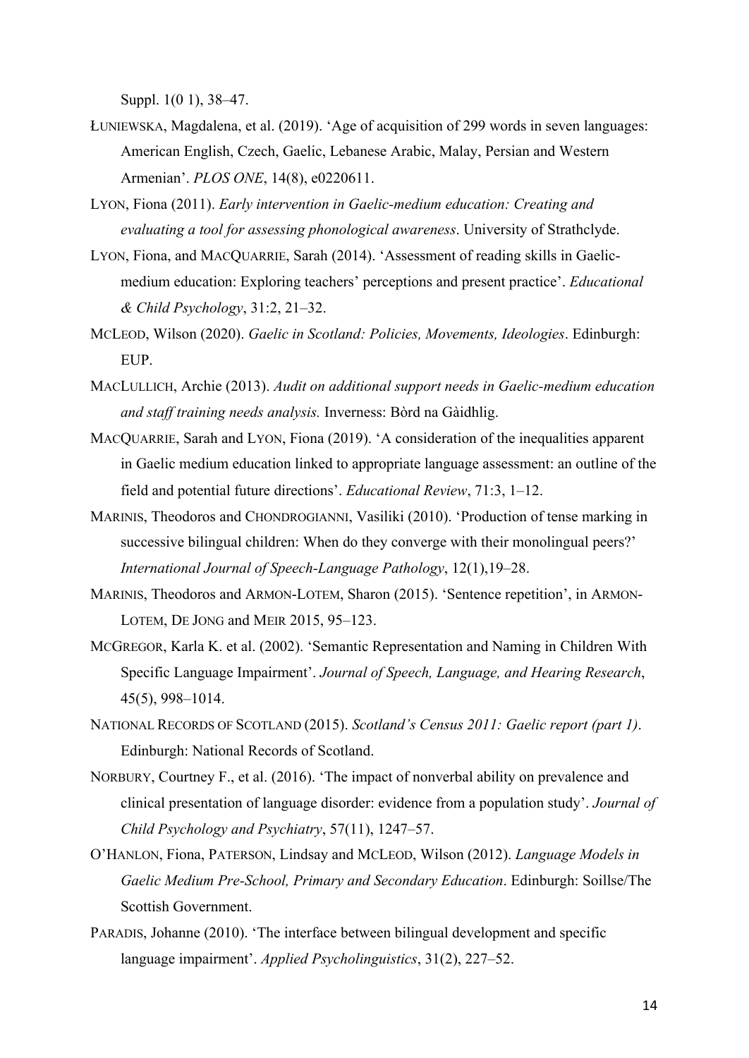Suppl. 1(0 1), 38–47.

ŁUNIEWSKA, Magdalena, et al. (2019). 'Age of acquisition of 299 words in seven languages: American English, Czech, Gaelic, Lebanese Arabic, Malay, Persian and Western Armenian'. *PLOS ONE*, 14(8), e0220611.

LYON, Fiona (2011). *Early intervention in Gaelic-medium education: Creating and evaluating a tool for assessing phonological awareness*. University of Strathclyde.

LYON, Fiona, and MACQUARRIE, Sarah (2014). 'Assessment of reading skills in Gaelic-medium education: Exploring teachers' perceptions and present practice'. *Educational & Child Psychology*, 31:2, 21–32.

MCLEOD, Wilson (2020). *Gaelic in Scotland: Policies, Movements, Ideologies*. Edinburgh: EUP.

MACLULLICH, Archie (2013). *Audit on additional support needs in Gaelic-medium education and staff training needs analysis.* Inverness: Bòrd na Gàidhlig.

MACQUARRIE, Sarah and LYON, Fiona (2019). 'A consideration of the inequalities apparent in Gaelic medium education linked to appropriate language assessment: an outline of the field and potential future directions'. *Educational Review*, 71:3, 1–12.

MARINIS, Theodoros and CHONDROGIANNI, Vasiliki (2010). 'Production of tense marking in successive bilingual children: When do they converge with their monolingual peers?' *International Journal of Speech-Language Pathology*, 12(1),19–28.

MARINIS, Theodoros and ARMON-LOTEM, Sharon (2015). 'Sentence repetition', in ARMON-LOTEM, DE JONG and MEIR 2015, 95–123.

MCGREGOR, Karla K. et al. (2002). 'Semantic Representation and Naming in Children With Specific Language Impairment'. *Journal of Speech, Language, and Hearing Research*, 45(5), 998–1014.

NATIONAL RECORDS OF SCOTLAND (2015). *Scotland's Census 2011: Gaelic report (part 1)*. Edinburgh: National Records of Scotland.

NORBURY, Courtney F., et al. (2016). 'The impact of nonverbal ability on prevalence and clinical presentation of language disorder: evidence from a population study'. *Journal of Child Psychology and Psychiatry*, 57(11), 1247–57.

O'HANLON, Fiona, PATERSON, Lindsay and MCLEOD, Wilson (2012). *Language Models in Gaelic Medium Pre-School, Primary and Secondary Education*. Edinburgh: Soillse/The Scottish Government.

PARADIS, Johanne (2010). 'The interface between bilingual development and specific language impairment'. *Applied Psycholinguistics*, 31(2), 227–52.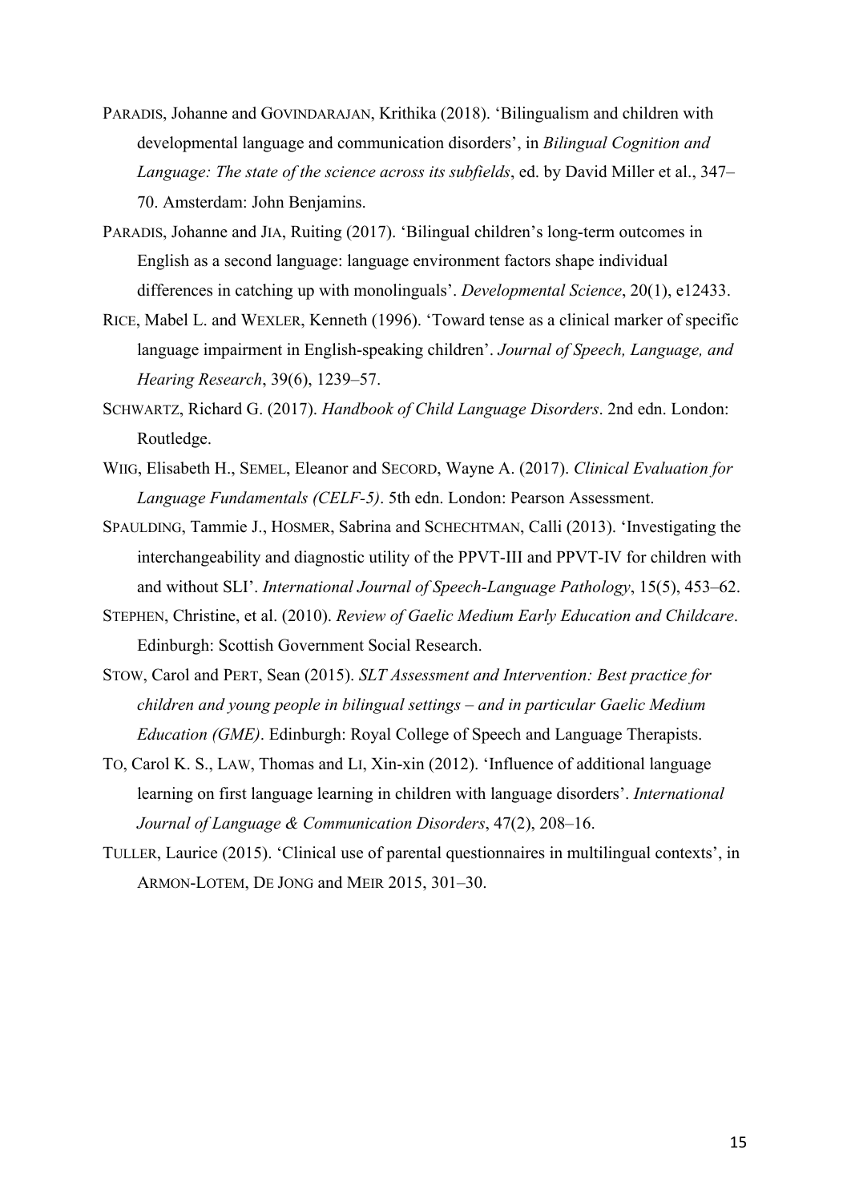PARADIS, Johanne and GOVINDARAJAN, Krithika (2018). 'Bilingualism and children with developmental language and communication disorders', in *Bilingual Cognition and Language: The state of the science across its subfields*, ed. by David Miller et al., 347–70. Amsterdam: John Benjamins.

PARADIS, Johanne and JIA, Ruiting (2017). 'Bilingual children's long-term outcomes in English as a second language: language environment factors shape individual differences in catching up with monolinguals'. *Developmental Science*, 20(1), e12433.

RICE, Mabel L. and WEXLER, Kenneth (1996). 'Toward tense as a clinical marker of specific language impairment in English-speaking children'. *Journal of Speech, Language, and Hearing Research*, 39(6), 1239–57.

SCHWARTZ, Richard G. (2017). *Handbook of Child Language Disorders*. 2nd edn. London: Routledge.

WIIG, Elisabeth H., SEMEL, Eleanor and SECORD, Wayne A. (2017). *Clinical Evaluation for Language Fundamentals (CELF-5)*. 5th edn. London: Pearson Assessment.

SPAULDING, Tammie J., HOSMER, Sabrina and SCHECHTMAN, Calli (2013). 'Investigating the interchangeability and diagnostic utility of the PPVT-III and PPVT-IV for children with and without SLI'. *International Journal of Speech-Language Pathology*, 15(5), 453–62.

STEPHEN, Christine, et al. (2010). *Review of Gaelic Medium Early Education and Childcare*. Edinburgh: Scottish Government Social Research.

STOW, Carol and PERT, Sean (2015). *SLT Assessment and Intervention: Best practice for children and young people in bilingual settings – and in particular Gaelic Medium Education (GME)*. Edinburgh: Royal College of Speech and Language Therapists.

TO, Carol K. S., LAW, Thomas and LI, Xin-xin (2012). 'Influence of additional language learning on first language learning in children with language disorders'. *International Journal of Language & Communication Disorders*, 47(2), 208–16.

TULLER, Laurice (2015). 'Clinical use of parental questionnaires in multilingual contexts', in ARMON-LOTEM, DE JONG and MEIR 2015, 301–30.